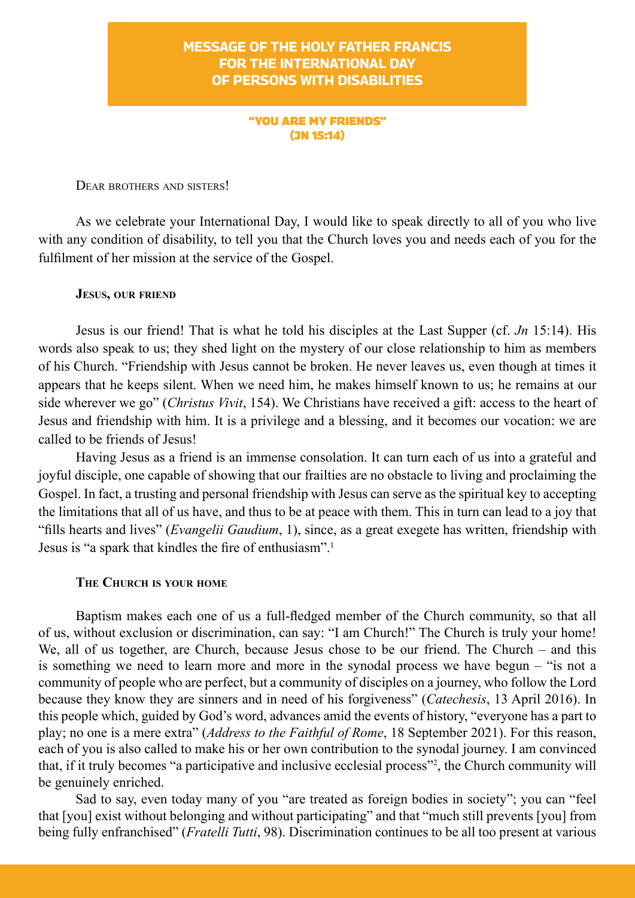# MESSAGE OF THE HOLY FATHER FRANCIS FOR THE INTERNATIONAL DAY OF PERSONS WITH DISABILITIES

## "YOU ARE MY FRIENDS" (JN 15:14)

Dear brothers and sisters!

As we celebrate your International Day, I would like to speak directly to all of you who live with any condition of disability, to tell you that the Church loves you and needs each of you for the fulfilment of her mission at the service of the Gospel.

### Jesus, our friend

Jesus is our friend! That is what he told his disciples at the Last Supper (cf. *Jn* 15:14). His words also speak to us; they shed light on the mystery of our close relationship to him as members of his Church. "Friendship with Jesus cannot be broken. He never leaves us, even though at times it appears that he keeps silent. When we need him, he makes himself known to us; he remains at our side wherever we go" (*Christus Vivit*, 154). We Christians have received a gift: access to the heart of Jesus and friendship with him. It is a privilege and a blessing, and it becomes our vocation: we are called to be friends of Jesus!

Having Jesus as a friend is an immense consolation. It can turn each of us into a grateful and joyful disciple, one capable of showing that our frailties are no obstacle to living and proclaiming the Gospel. In fact, a trusting and personal friendship with Jesus can serve as the spiritual key to accepting the limitations that all of us have, and thus to be at peace with them. This in turn can lead to a joy that "fills hearts and lives" (*Evangelii Gaudium*, 1), since, as a great exegete has written, friendship with Jesus is "a spark that kindles the fire of enthusiasm".[1]

### The Church is your home

Baptism makes each one of us a full-fledged member of the Church community, so that all of us, without exclusion or discrimination, can say: "I am Church!" The Church is truly your home! We, all of us together, are Church, because Jesus chose to be our friend. The Church – and this is something we need to learn more and more in the synodal process we have begun – "is not a community of people who are perfect, but a community of disciples on a journey, who follow the Lord because they know they are sinners and in need of his forgiveness" (*Catechesis*, 13 April 2016). In this people which, guided by God's word, advances amid the events of history, "everyone has a part to play; no one is a mere extra" (*Address to the Faithful of Rome*, 18 September 2021). For this reason, each of you is also called to make his or her own contribution to the synodal journey. I am convinced that, if it truly becomes "a participative and inclusive ecclesial process"[2], the Church community will be genuinely enriched.

Sad to say, even today many of you "are treated as foreign bodies in society"; you can "feel that [you] exist without belonging and without participating" and that "much still prevents [you] from being fully enfranchised" (*Fratelli Tutti*, 98). Discrimination continues to be all too present at various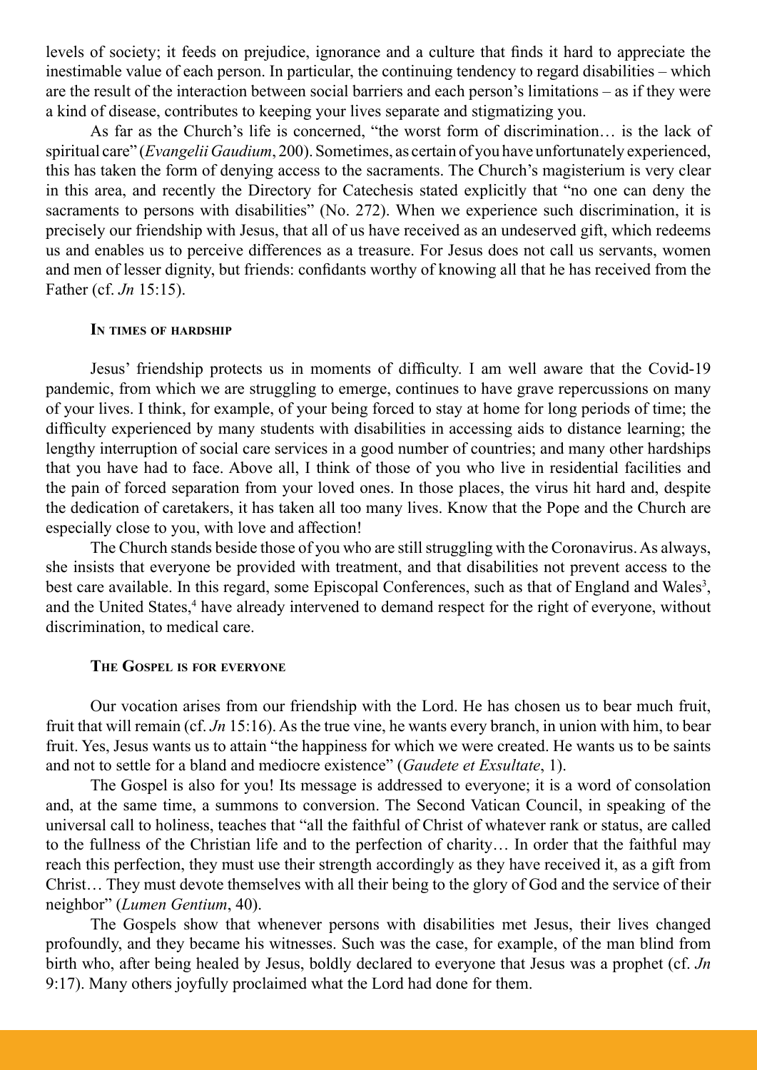levels of society; it feeds on prejudice, ignorance and a culture that finds it hard to appreciate the inestimable value of each person. In particular, the continuing tendency to regard disabilities – which are the result of the interaction between social barriers and each person's limitations – as if they were a kind of disease, contributes to keeping your lives separate and stigmatizing you.

As far as the Church's life is concerned, "the worst form of discrimination… is the lack of spiritual care" (*Evangelii Gaudium*, 200). Sometimes, as certain of you have unfortunately experienced, this has taken the form of denying access to the sacraments. The Church's magisterium is very clear in this area, and recently the Directory for Catechesis stated explicitly that "no one can deny the sacraments to persons with disabilities" (No. 272). When we experience such discrimination, it is precisely our friendship with Jesus, that all of us have received as an undeserved gift, which redeems us and enables us to perceive differences as a treasure. For Jesus does not call us servants, women and men of lesser dignity, but friends: confidants worthy of knowing all that he has received from the Father (cf. *Jn* 15:15).

### In times of hardship

Jesus' friendship protects us in moments of difficulty. I am well aware that the Covid-19 pandemic, from which we are struggling to emerge, continues to have grave repercussions on many of your lives. I think, for example, of your being forced to stay at home for long periods of time; the difficulty experienced by many students with disabilities in accessing aids to distance learning; the lengthy interruption of social care services in a good number of countries; and many other hardships that you have had to face. Above all, I think of those of you who live in residential facilities and the pain of forced separation from your loved ones. In those places, the virus hit hard and, despite the dedication of caretakers, it has taken all too many lives. Know that the Pope and the Church are especially close to you, with love and affection!

The Church stands beside those of you who are still struggling with the Coronavirus. As always, she insists that everyone be provided with treatment, and that disabilities not prevent access to the best care available. In this regard, some Episcopal Conferences, such as that of England and Wales[3], and the United States,[4] have already intervened to demand respect for the right of everyone, without discrimination, to medical care.

### The Gospel is for everyone

Our vocation arises from our friendship with the Lord. He has chosen us to bear much fruit, fruit that will remain (cf. *Jn* 15:16). As the true vine, he wants every branch, in union with him, to bear fruit. Yes, Jesus wants us to attain "the happiness for which we were created. He wants us to be saints and not to settle for a bland and mediocre existence" (*Gaudete et Exsultate*, 1).

The Gospel is also for you! Its message is addressed to everyone; it is a word of consolation and, at the same time, a summons to conversion. The Second Vatican Council, in speaking of the universal call to holiness, teaches that "all the faithful of Christ of whatever rank or status, are called to the fullness of the Christian life and to the perfection of charity… In order that the faithful may reach this perfection, they must use their strength accordingly as they have received it, as a gift from Christ… They must devote themselves with all their being to the glory of God and the service of their neighbor" (*Lumen Gentium*, 40).

The Gospels show that whenever persons with disabilities met Jesus, their lives changed profoundly, and they became his witnesses. Such was the case, for example, of the man blind from birth who, after being healed by Jesus, boldly declared to everyone that Jesus was a prophet (cf. *Jn* 9:17). Many others joyfully proclaimed what the Lord had done for them.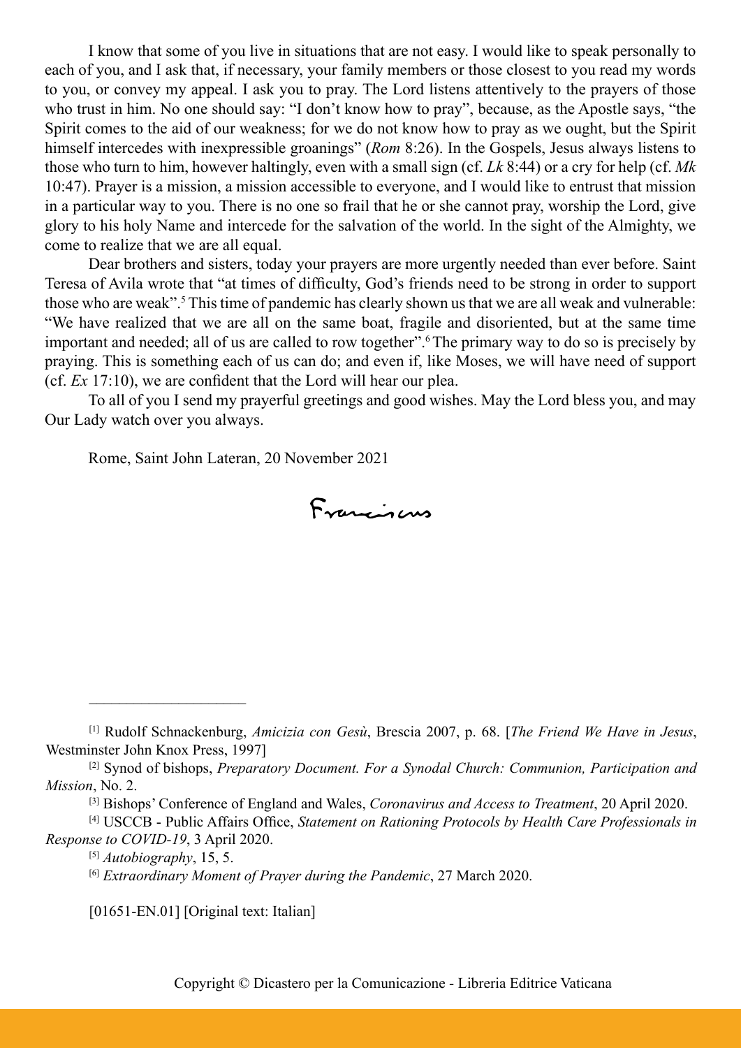I know that some of you live in situations that are not easy. I would like to speak personally to each of you, and I ask that, if necessary, your family members or those closest to you read my words to you, or convey my appeal. I ask you to pray. The Lord listens attentively to the prayers of those who trust in him. No one should say: "I don't know how to pray", because, as the Apostle says, "the Spirit comes to the aid of our weakness; for we do not know how to pray as we ought, but the Spirit himself intercedes with inexpressible groanings" (*Rom* 8:26). In the Gospels, Jesus always listens to those who turn to him, however haltingly, even with a small sign (cf. *Lk* 8:44) or a cry for help (cf. *Mk* 10:47). Prayer is a mission, a mission accessible to everyone, and I would like to entrust that mission in a particular way to you. There is no one so frail that he or she cannot pray, worship the Lord, give glory to his holy Name and intercede for the salvation of the world. In the sight of the Almighty, we come to realize that we are all equal.

Dear brothers and sisters, today your prayers are more urgently needed than ever before. Saint Teresa of Avila wrote that "at times of difficulty, God's friends need to be strong in order to support those who are weak".[5] This time of pandemic has clearly shown us that we are all weak and vulnerable: "We have realized that we are all on the same boat, fragile and disoriented, but at the same time important and needed; all of us are called to row together".[6] The primary way to do so is precisely by praying. This is something each of us can do; and even if, like Moses, we will have need of support (cf. *Ex* 17:10), we are confident that the Lord will hear our plea.

To all of you I send my prayerful greetings and good wishes. May the Lord bless you, and may Our Lady watch over you always.

Rome, Saint John Lateran, 20 November 2021

Franciscus

---

[1] Rudolf Schnackenburg, *Amicizia con Gesù*, Brescia 2007, p. 68. [*The Friend We Have in Jesus*, Westminster John Knox Press, 1997]

[2] Synod of bishops, *Preparatory Document. For a Synodal Church: Communion, Participation and Mission*, No. 2.

[3] Bishops' Conference of England and Wales, *Coronavirus and Access to Treatment*, 20 April 2020.

[4] USCCB - Public Affairs Office, *Statement on Rationing Protocols by Health Care Professionals in Response to COVID-19*, 3 April 2020.

[5] *Autobiography*, 15, 5.

[6] *Extraordinary Moment of Prayer during the Pandemic*, 27 March 2020.

[01651-EN.01] [Original text: Italian]

Copyright © Dicastero per la Comunicazione - Libreria Editrice Vaticana